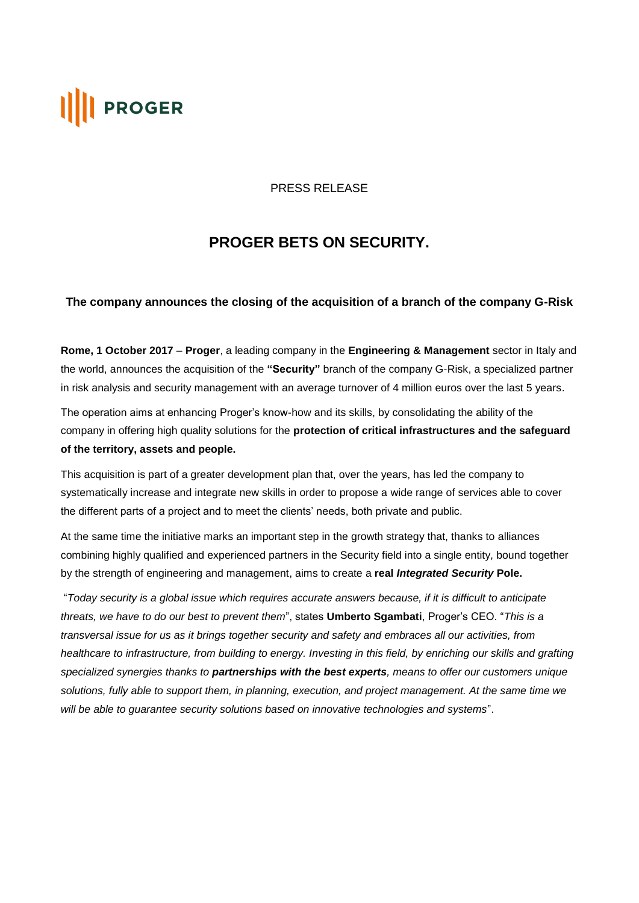**PROGER**

PRESS RELEASE

# PROGER BETS ON SECURITY.

### The company announces the closing of the acquisition of a branch of the company G-Risk

**Rome, 1 October 2017** – **Proger**, a leading company in the **Engineering & Management** sector in Italy and the world, announces the acquisition of the **"Security"** branch of the company G-Risk, a specialized partner in risk analysis and security management with an average turnover of 4 million euros over the last 5 years.

The operation aims at enhancing Proger's know-how and its skills, by consolidating the ability of the company in offering high quality solutions for the **protection of critical infrastructures and the safeguard of the territory, assets and people.**

This acquisition is part of a greater development plan that, over the years, has led the company to systematically increase and integrate new skills in order to propose a wide range of services able to cover the different parts of a project and to meet the clients' needs, both private and public.

At the same time the initiative marks an important step in the growth strategy that, thanks to alliances combining highly qualified and experienced partners in the Security field into a single entity, bound together by the strength of engineering and management, aims to create a **real *Integrated Security* Pole.**

"*Today security is a global issue which requires accurate answers because, if it is difficult to anticipate threats, we have to do our best to prevent them*", states **Umberto Sgambati**, Proger's CEO. "*This is a transversal issue for us as it brings together security and safety and embraces all our activities, from healthcare to infrastructure, from building to energy. Investing in this field, by enriching our skills and grafting specialized synergies thanks to **partnerships with the best experts**, means to offer our customers unique solutions, fully able to support them, in planning, execution, and project management. At the same time we will be able to guarantee security solutions based on innovative technologies and systems*".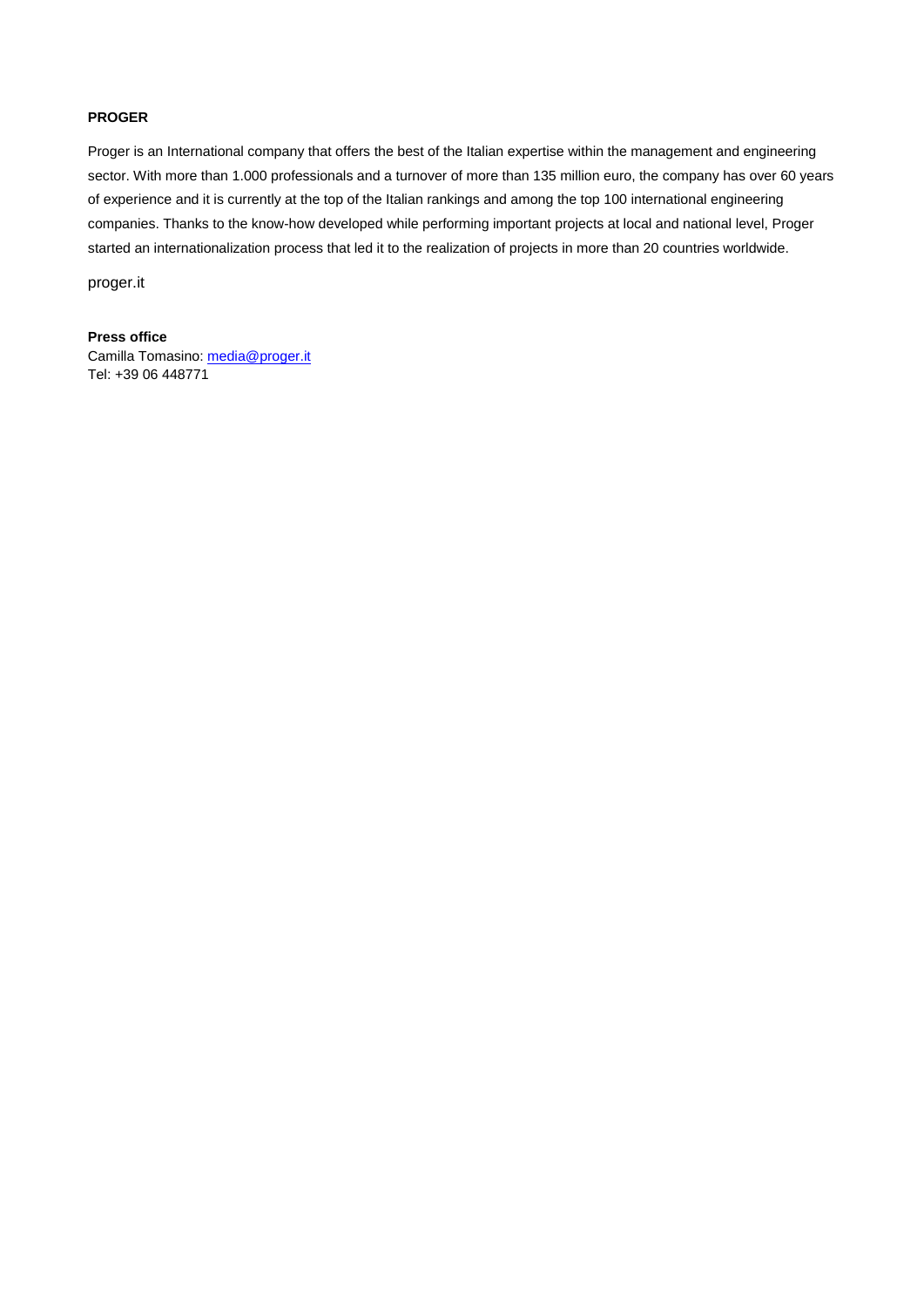**PROGER**

Proger is an International company that offers the best of the Italian expertise within the management and engineering sector. With more than 1.000 professionals and a turnover of more than 135 million euro, the company has over 60 years of experience and it is currently at the top of the Italian rankings and among the top 100 international engineering companies. Thanks to the know-how developed while performing important projects at local and national level, Proger started an internationalization process that led it to the realization of projects in more than 20 countries worldwide.

proger.it

**Press office**
Camilla Tomasino: media@proger.it
Tel: +39 06 448771